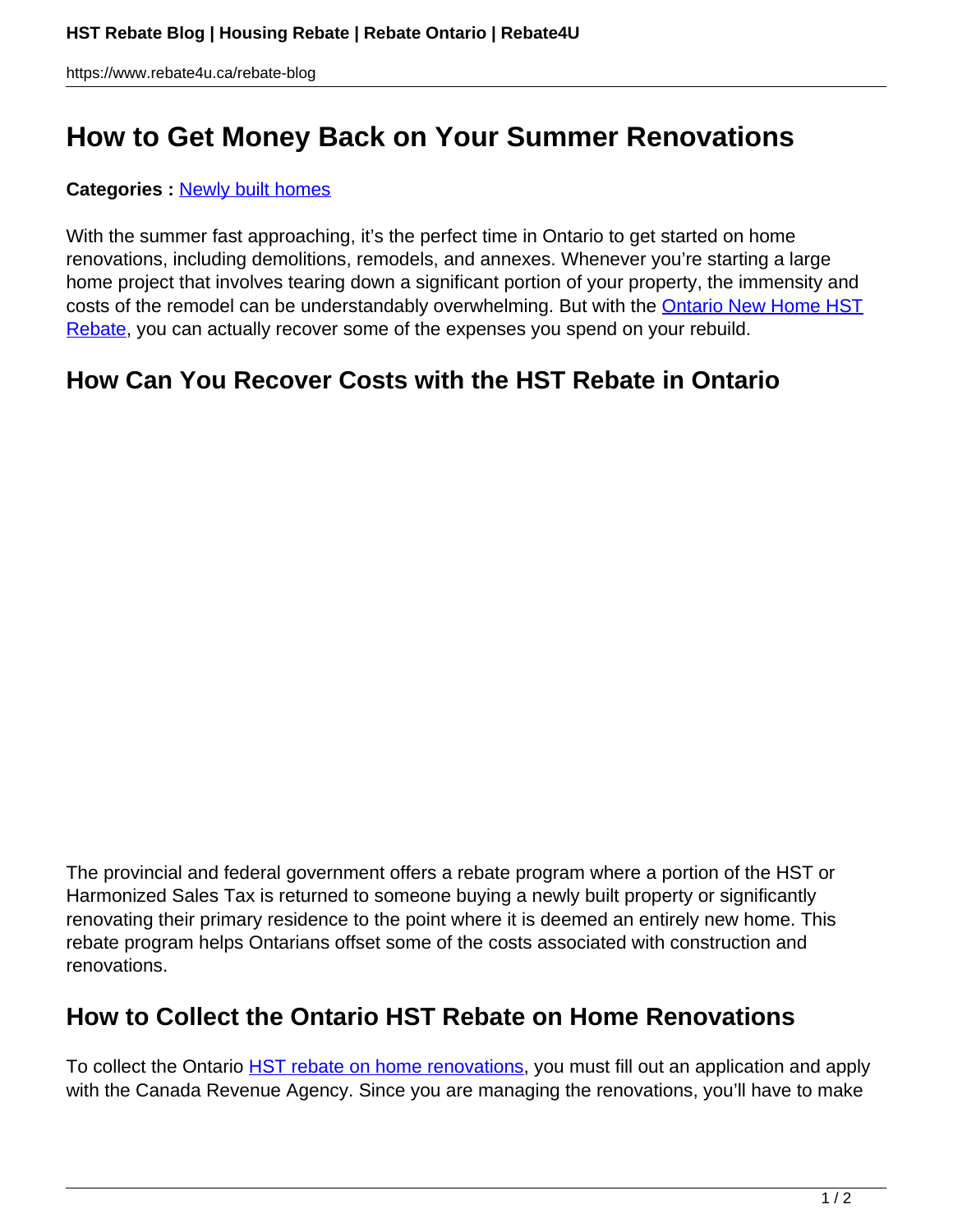# How to Get Money Back on Your Summer Renovations

**Categories :** [Newly built homes]

With the summer fast approaching, it's the perfect time in Ontario to get started on home renovations, including demolitions, remodels, and annexes. Whenever you're starting a large home project that involves tearing down a significant portion of your property, the immensity and costs of the remodel can be understandably overwhelming. But with the Ontario New Home HST Rebate, you can actually recover some of the expenses you spend on your rebuild.

## How Can You Recover Costs with the HST Rebate in Ontario

The provincial and federal government offers a rebate program where a portion of the HST or Harmonized Sales Tax is returned to someone buying a newly built property or significantly renovating their primary residence to the point where it is deemed an entirely new home. This rebate program helps Ontarians offset some of the costs associated with construction and renovations.

## How to Collect the Ontario HST Rebate on Home Renovations

To collect the Ontario HST rebate on home renovations, you must fill out an application and apply with the Canada Revenue Agency. Since you are managing the renovations, you'll have to make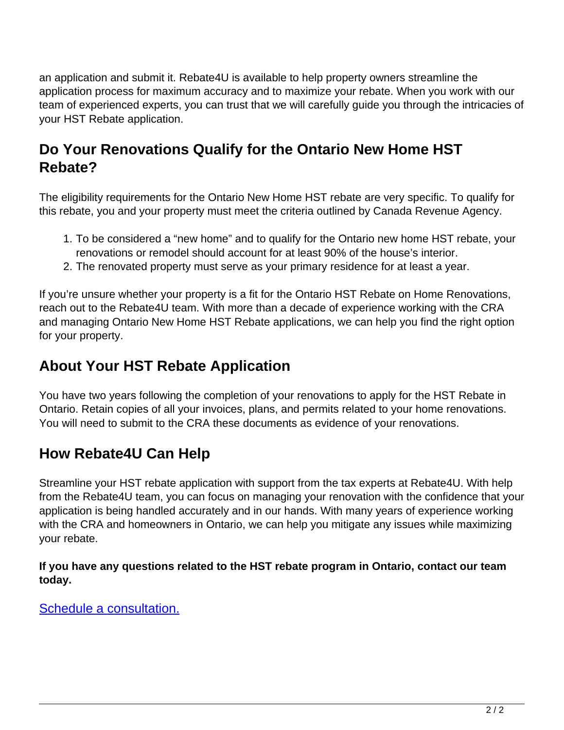an application and submit it. Rebate4U is available to help property owners streamline the application process for maximum accuracy and to maximize your rebate. When you work with our team of experienced experts, you can trust that we will carefully guide you through the intricacies of your HST Rebate application.

## Do Your Renovations Qualify for the Ontario New Home HST Rebate?

The eligibility requirements for the Ontario New Home HST rebate are very specific. To qualify for this rebate, you and your property must meet the criteria outlined by Canada Revenue Agency.

1. To be considered a “new home” and to qualify for the Ontario new home HST rebate, your renovations or remodel should account for at least 90% of the house’s interior.
2. The renovated property must serve as your primary residence for at least a year.

If you’re unsure whether your property is a fit for the Ontario HST Rebate on Home Renovations, reach out to the Rebate4U team. With more than a decade of experience working with the CRA and managing Ontario New Home HST Rebate applications, we can help you find the right option for your property.

## About Your HST Rebate Application

You have two years following the completion of your renovations to apply for the HST Rebate in Ontario. Retain copies of all your invoices, plans, and permits related to your home renovations. You will need to submit to the CRA these documents as evidence of your renovations.

## How Rebate4U Can Help

Streamline your HST rebate application with support from the tax experts at Rebate4U. With help from the Rebate4U team, you can focus on managing your renovation with the confidence that your application is being handled accurately and in our hands. With many years of experience working with the CRA and homeowners in Ontario, we can help you mitigate any issues while maximizing your rebate.

**If you have any questions related to the HST rebate program in Ontario, contact our team today.**

Schedule a consultation.